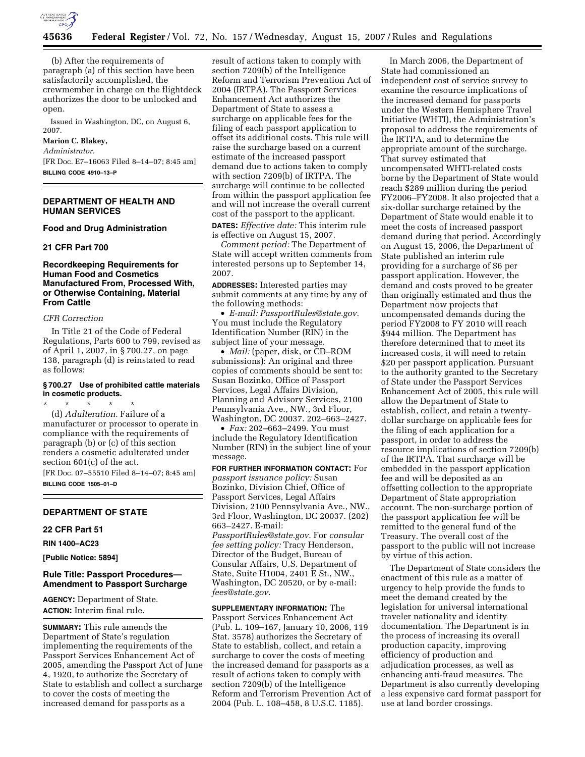(b) After the requirements of paragraph (a) of this section have been satisfactorily accomplished, the crewmember in charge on the flightdeck authorizes the door to be unlocked and open.

Issued in Washington, DC, on August 6, 2007.

**Marion C. Blakey,**

*Administrator.*

[FR Doc. E7–16063 Filed 8–14–07; 8:45 am]

**BILLING CODE 4910–13–P**

## DEPARTMENT OF HEALTH AND HUMAN SERVICES

### Food and Drug Administration

### 21 CFR Part 700

### Recordkeeping Requirements for Human Food and Cosmetics Manufactured From, Processed With, or Otherwise Containing, Material From Cattle

*CFR Correction*

In Title 21 of the Code of Federal Regulations, Parts 600 to 799, revised as of April 1, 2007, in § 700.27, on page 138, paragraph (d) is reinstated to read as follows:

**§ 700.27 Use of prohibited cattle materials in cosmetic products.**

\* \* \* \* \*

(d) *Adulteration.* Failure of a manufacturer or processor to operate in compliance with the requirements of paragraph (b) or (c) of this section renders a cosmetic adulterated under section 601(c) of the act.

[FR Doc. 07–55510 Filed 8–14–07; 8:45 am]

**BILLING CODE 1505–01–D**

## DEPARTMENT OF STATE

### 22 CFR Part 51

**RIN 1400–AC23**

**[Public Notice: 5894]**

### Rule Title: Passport Procedures—Amendment to Passport Surcharge

**AGENCY:** Department of State.

**ACTION:** Interim final rule.

**SUMMARY:** This rule amends the Department of State's regulation implementing the requirements of the Passport Services Enhancement Act of 2005, amending the Passport Act of June 4, 1920, to authorize the Secretary of State to establish and collect a surcharge to cover the costs of meeting the increased demand for passports as a result of actions taken to comply with section 7209(b) of the Intelligence Reform and Terrorism Prevention Act of 2004 (IRTPA). The Passport Services Enhancement Act authorizes the Department of State to assess a surcharge on applicable fees for the filing of each passport application to offset its additional costs. This rule will raise the surcharge based on a current estimate of the increased passport demand due to actions taken to comply with section 7209(b) of IRTPA. The surcharge will continue to be collected from within the passport application fee and will not increase the overall current cost of the passport to the applicant.

**DATES:** *Effective date:* This interim rule is effective on August 15, 2007.

*Comment period:* The Department of State will accept written comments from interested persons up to September 14, 2007.

**ADDRESSES:** Interested parties may submit comments at any time by any of the following methods:

- *E-mail: PassportRules@state.gov.* You must include the Regulatory Identification Number (RIN) in the subject line of your message.
- *Mail:* (paper, disk, or CD–ROM submissions): An original and three copies of comments should be sent to: Susan Bozinko, Office of Passport Services, Legal Affairs Division, Planning and Advisory Services, 2100 Pennsylvania Ave., NW., 3rd Floor, Washington, DC 20037. 202–663–2427.
- *Fax:* 202–663–2499. You must include the Regulatory Identification Number (RIN) in the subject line of your message.

**FOR FURTHER INFORMATION CONTACT:** For *passport issuance policy:* Susan Bozinko, Division Chief, Office of Passport Services, Legal Affairs Division, 2100 Pennsylvania Ave., NW., 3rd Floor, Washington, DC 20037. (202) 663–2427. E-mail: *PassportRules@state.gov.* For *consular fee setting policy:* Tracy Henderson, Director of the Budget, Bureau of Consular Affairs, U.S. Department of State, Suite H1004, 2401 E St., NW., Washington, DC 20520, or by e-mail: *fees@state.gov.*

**SUPPLEMENTARY INFORMATION:** The Passport Services Enhancement Act (Pub. L. 109–167, January 10, 2006, 119 Stat. 3578) authorizes the Secretary of State to establish, collect, and retain a surcharge to cover the costs of meeting the increased demand for passports as a result of actions taken to comply with section 7209(b) of the Intelligence Reform and Terrorism Prevention Act of 2004 (Pub. L. 108–458, 8 U.S.C. 1185).

In March 2006, the Department of State had commissioned an independent cost of service survey to examine the resource implications of the increased demand for passports under the Western Hemisphere Travel Initiative (WHTI), the Administration's proposal to address the requirements of the IRTPA, and to determine the appropriate amount of the surcharge. That survey estimated that uncompensated WHTI-related costs borne by the Department of State would reach $289 million during the period FY2006–FY2008. It also projected that a six-dollar surcharge retained by the Department of State would enable it to meet the costs of increased passport demand during that period. Accordingly on August 15, 2006, the Department of State published an interim rule providing for a surcharge of $6 per passport application. However, the demand and costs proved to be greater than originally estimated and thus the Department now projects that uncompensated demands during the period FY2008 to FY 2010 will reach $944 million. The Department has therefore determined that to meet its increased costs, it will need to retain $20 per passport application. Pursuant to the authority granted to the Secretary of State under the Passport Services Enhancement Act of 2005, this rule will allow the Department of State to establish, collect, and retain a twenty-dollar surcharge on applicable fees for the filing of each application for a passport, in order to address the resource implications of section 7209(b) of the IRTPA. That surcharge will be embedded in the passport application fee and will be deposited as an offsetting collection to the appropriate Department of State appropriation account. The non-surcharge portion of the passport application fee will be remitted to the general fund of the Treasury. The overall cost of the passport to the public will not increase by virtue of this action.

The Department of State considers the enactment of this rule as a matter of urgency to help provide the funds to meet the demand created by the legislation for universal international traveler nationality and identity documentation. The Department is in the process of increasing its overall production capacity, improving efficiency of production and adjudication processes, as well as enhancing anti-fraud measures. The Department is also currently developing a less expensive card format passport for use at land border crossings.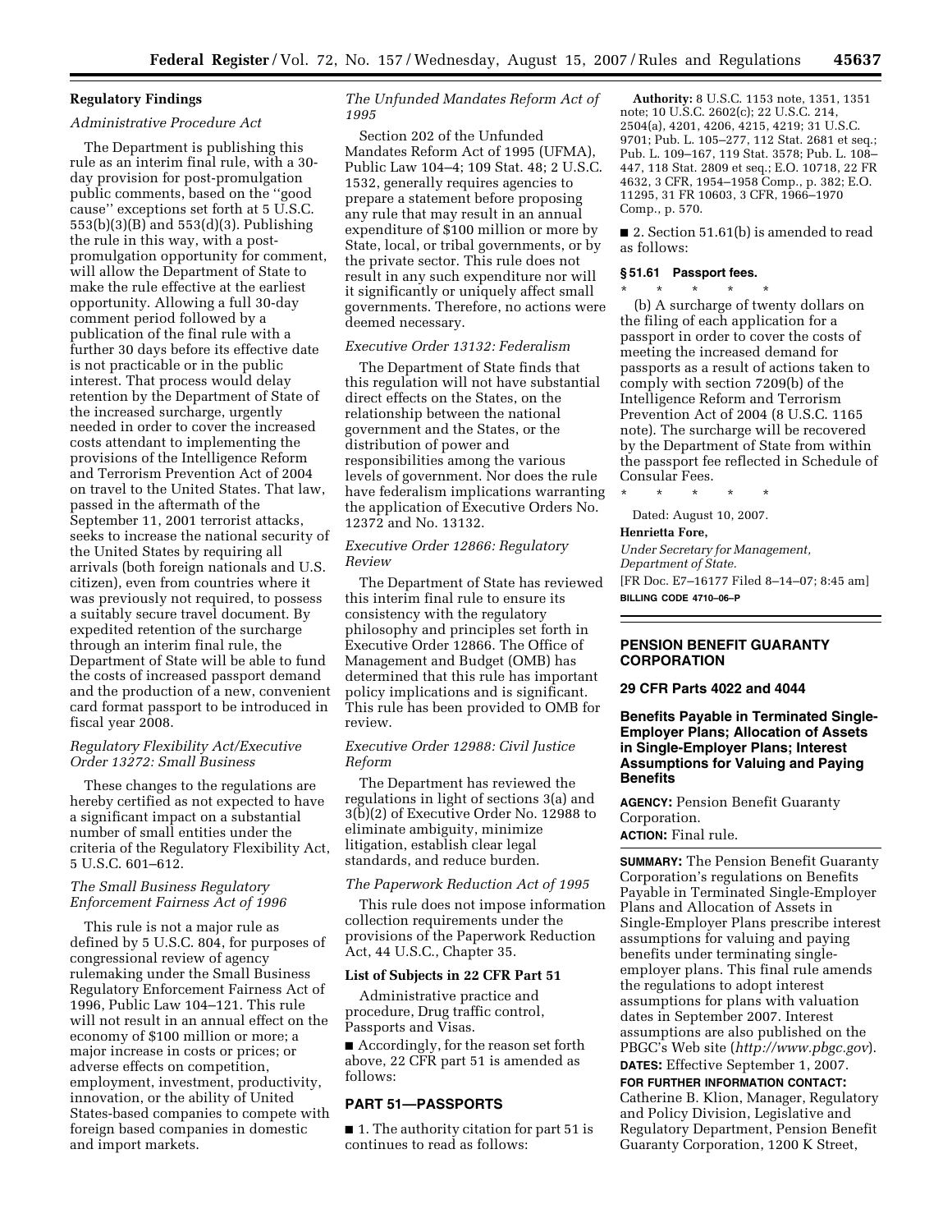## Regulatory Findings

### Administrative Procedure Act

The Department is publishing this rule as an interim final rule, with a 30-day provision for post-promulgation public comments, based on the ''good cause'' exceptions set forth at 5 U.S.C. 553(b)(3)(B) and 553(d)(3). Publishing the rule in this way, with a post-promulgation opportunity for comment, will allow the Department of State to make the rule effective at the earliest opportunity. Allowing a full 30-day comment period followed by a publication of the final rule with a further 30 days before its effective date is not practicable or in the public interest. That process would delay retention by the Department of State of the increased surcharge, urgently needed in order to cover the increased costs attendant to implementing the provisions of the Intelligence Reform and Terrorism Prevention Act of 2004 on travel to the United States. That law, passed in the aftermath of the September 11, 2001 terrorist attacks, seeks to increase the national security of the United States by requiring all arrivals (both foreign nationals and U.S. citizen), even from countries where it was previously not required, to possess a suitably secure travel document. By expedited retention of the surcharge through an interim final rule, the Department of State will be able to fund the costs of increased passport demand and the production of a new, convenient card format passport to be introduced in fiscal year 2008.

### Regulatory Flexibility Act/Executive Order 13272: Small Business

These changes to the regulations are hereby certified as not expected to have a significant impact on a substantial number of small entities under the criteria of the Regulatory Flexibility Act, 5 U.S.C. 601–612.

### The Small Business Regulatory Enforcement Fairness Act of 1996

This rule is not a major rule as defined by 5 U.S.C. 804, for purposes of congressional review of agency rulemaking under the Small Business Regulatory Enforcement Fairness Act of 1996, Public Law 104–121. This rule will not result in an annual effect on the economy of $100 million or more; a major increase in costs or prices; or adverse effects on competition, employment, investment, productivity, innovation, or the ability of United States-based companies to compete with foreign based companies in domestic and import markets.

### The Unfunded Mandates Reform Act of 1995

Section 202 of the Unfunded Mandates Reform Act of 1995 (UFMA), Public Law 104–4; 109 Stat. 48; 2 U.S.C. 1532, generally requires agencies to prepare a statement before proposing any rule that may result in an annual expenditure of $100 million or more by State, local, or tribal governments, or by the private sector. This rule does not result in any such expenditure nor will it significantly or uniquely affect small governments. Therefore, no actions were deemed necessary.

### Executive Order 13132: Federalism

The Department of State finds that this regulation will not have substantial direct effects on the States, on the relationship between the national government and the States, or the distribution of power and responsibilities among the various levels of government. Nor does the rule have federalism implications warranting the application of Executive Orders No. 12372 and No. 13132.

### Executive Order 12866: Regulatory Review

The Department of State has reviewed this interim final rule to ensure its consistency with the regulatory philosophy and principles set forth in Executive Order 12866. The Office of Management and Budget (OMB) has determined that this rule has important policy implications and is significant. This rule has been provided to OMB for review.

### Executive Order 12988: Civil Justice Reform

The Department has reviewed the regulations in light of sections 3(a) and 3(b)(2) of Executive Order No. 12988 to eliminate ambiguity, minimize litigation, establish clear legal standards, and reduce burden.

### The Paperwork Reduction Act of 1995

This rule does not impose information collection requirements under the provisions of the Paperwork Reduction Act, 44 U.S.C., Chapter 35.

## List of Subjects in 22 CFR Part 51

Administrative practice and procedure, Drug traffic control, Passports and Visas.

■ Accordingly, for the reason set forth above, 22 CFR part 51 is amended as follows:

## PART 51—PASSPORTS

■ 1. The authority citation for part 51 is continues to read as follows:

**Authority:** 8 U.S.C. 1153 note, 1351, 1351 note; 10 U.S.C. 2602(c); 22 U.S.C. 214, 2504(a), 4201, 4206, 4215, 4219; 31 U.S.C. 9701; Pub. L. 105–277, 112 Stat. 2681 et seq.; Pub. L. 109–167, 119 Stat. 3578; Pub. L. 108–447, 118 Stat. 2809 et seq.; E.O. 10718, 22 FR 4632, 3 CFR, 1954–1958 Comp., p. 382; E.O. 11295, 31 FR 10603, 3 CFR, 1966–1970 Comp., p. 570.

■ 2. Section 51.61(b) is amended to read as follows:

### § 51.61 Passport fees.

\* \* \* \* \*

(b) A surcharge of twenty dollars on the filing of each application for a passport in order to cover the costs of meeting the increased demand for passports as a result of actions taken to comply with section 7209(b) of the Intelligence Reform and Terrorism Prevention Act of 2004 (8 U.S.C. 1165 note). The surcharge will be recovered by the Department of State from within the passport fee reflected in Schedule of Consular Fees.

\* \* \* \* \*

Dated: August 10, 2007.

**Henrietta Fore,**

*Under Secretary for Management, Department of State.*

[FR Doc. E7–16177 Filed 8–14–07; 8:45 am]

**BILLING CODE 4710–06–P**

---

## PENSION BENEFIT GUARANTY CORPORATION

## 29 CFR Parts 4022 and 4044

## Benefits Payable in Terminated Single-Employer Plans; Allocation of Assets in Single-Employer Plans; Interest Assumptions for Valuing and Paying Benefits

**AGENCY:** Pension Benefit Guaranty Corporation.

**ACTION:** Final rule.

**SUMMARY:** The Pension Benefit Guaranty Corporation's regulations on Benefits Payable in Terminated Single-Employer Plans and Allocation of Assets in Single-Employer Plans prescribe interest assumptions for valuing and paying benefits under terminating single-employer plans. This final rule amends the regulations to adopt interest assumptions for plans with valuation dates in September 2007. Interest assumptions are also published on the PBGC's Web site (*http://www.pbgc.gov*).

**DATES:** Effective September 1, 2007.

**FOR FURTHER INFORMATION CONTACT:** Catherine B. Klion, Manager, Regulatory and Policy Division, Legislative and Regulatory Department, Pension Benefit Guaranty Corporation, 1200 K Street,